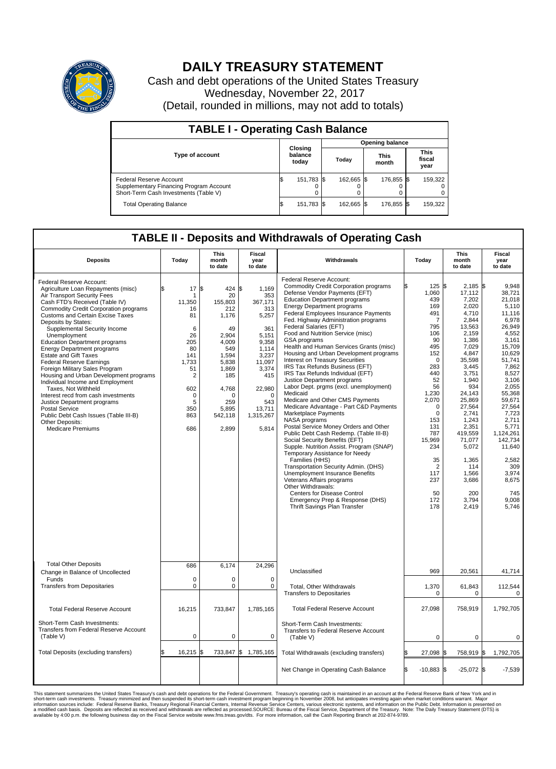# DAILY TREASURY STATEMENT

Cash and debt operations of the United States Treasury
Wednesday, November 22, 2017
(Detail, rounded in millions, may not add to totals)

## TABLE I - Operating Cash Balance

| Type of account | Closing balance today | Opening balance Today | Opening balance This month | Opening balance This fiscal year |
|---|---|---|---|---|
| Federal Reserve Account | $ 151,783 | $ 162,665 | $ 176,855 | $ 159,322 |
| Supplementary Financing Program Account | 0 | 0 | 0 | 0 |
| Short-Term Cash Investments (Table V) | 0 | 0 | 0 | 0 |
| Total Operating Balance | $ 151,783 | $ 162,665 | $ 176,855 | $ 159,322 |

## TABLE II - Deposits and Withdrawals of Operating Cash

| Deposits | Today | This month to date | Fiscal year to date |
|---|---|---|---|
| Federal Reserve Account: | | | |
| Agriculture Loan Repayments (misc) | $ 17 | $ 424 | $ 1,169 |
| Air Transport Security Fees | 1 | 20 | 353 |
| Cash FTD's Received (Table IV) | 11,350 | 155,803 | 367,171 |
| Commodity Credit Corporation programs | 16 | 212 | 313 |
| Customs and Certain Excise Taxes | 81 | 1,176 | 5,257 |
| Deposits by States: | | | |
| Supplemental Security Income | 6 | 49 | 361 |
| Unemployment | 26 | 2,904 | 5,151 |
| Education Department programs | 205 | 4,009 | 9,358 |
| Energy Department programs | 80 | 549 | 1,114 |
| Estate and Gift Taxes | 141 | 1,594 | 3,237 |
| Federal Reserve Earnings | 1,733 | 5,838 | 11,097 |
| Foreign Military Sales Program | 51 | 1,869 | 3,374 |
| Housing and Urban Development programs | 2 | 185 | 415 |
| Individual Income and Employment Taxes, Not Withheld | 602 | 4,768 | 22,980 |
| Interest recd from cash investments | 0 | 0 | 0 |
| Justice Department programs | 5 | 259 | 543 |
| Postal Service | 350 | 5,895 | 13,711 |
| Public Debt Cash Issues (Table III-B) | 863 | 542,118 | 1,315,267 |
| Other Deposits: | | | |
| Medicare Premiums | 686 | 2,899 | 5,814 |
| Total Other Deposits | 686 | 6,174 | 24,296 |
| Change in Balance of Uncollected Funds | 0 | 0 | 0 |
| Transfers from Depositaries | 0 | 0 | 0 |
| Total Federal Reserve Account | 16,215 | 733,847 | 1,785,165 |
| Short-Term Cash Investments: Transfers from Federal Reserve Account (Table V) | 0 | 0 | 0 |
| Total Deposits (excluding transfers) | $ 16,215 | $ 733,847 | $ 1,785,165 |

| Withdrawals | Today | This month to date | Fiscal year to date |
|---|---|---|---|
| Federal Reserve Account: | | | |
| Commodity Credit Corporation programs | $ 125 | $ 2,185 | $ 9,948 |
| Defense Vendor Payments (EFT) | 1,060 | 17,112 | 38,721 |
| Education Department programs | 439 | 7,202 | 21,018 |
| Energy Department programs | 169 | 2,020 | 5,110 |
| Federal Employees Insurance Payments | 491 | 4,710 | 11,116 |
| Fed. Highway Administration programs | 7 | 2,844 | 6,978 |
| Federal Salaries (EFT) | 795 | 13,563 | 26,949 |
| Food and Nutrition Service (misc) | 106 | 2,159 | 4,552 |
| GSA programs | 90 | 1,386 | 3,161 |
| Health and Human Services Grants (misc) | 495 | 7,029 | 15,709 |
| Housing and Urban Development programs | 152 | 4,847 | 10,629 |
| Interest on Treasury Securities | 0 | 35,598 | 51,741 |
| IRS Tax Refunds Business (EFT) | 283 | 3,445 | 7,862 |
| IRS Tax Refunds Individual (EFT) | 440 | 3,751 | 8,527 |
| Justice Department programs | 52 | 1,940 | 3,106 |
| Labor Dept. prgms (excl. unemployment) | 56 | 934 | 2,055 |
| Medicaid | 1,230 | 24,143 | 55,368 |
| Medicare and Other CMS Payments | 2,070 | 25,869 | 59,671 |
| Medicare Advantage - Part C&D Payments | 0 | 27,564 | 27,564 |
| Marketplace Payments | 0 | 2,741 | 7,723 |
| NASA programs | 153 | 1,243 | 2,711 |
| Postal Service Money Orders and Other | 131 | 2,351 | 5,771 |
| Public Debt Cash Redemp. (Table III-B) | 787 | 419,559 | 1,124,261 |
| Social Security Benefits (EFT) | 15,969 | 71,077 | 142,734 |
| Supple. Nutrition Assist. Program (SNAP) | 234 | 5,072 | 11,640 |
| Temporary Assistance for Needy Families (HHS) | 35 | 1,365 | 2,582 |
| Transportation Security Admin. (DHS) | 2 | 114 | 309 |
| Unemployment Insurance Benefits | 117 | 1,566 | 3,974 |
| Veterans Affairs programs | 237 | 3,686 | 8,675 |
| Other Withdrawals: | | | |
| Centers for Disease Control | 50 | 200 | 745 |
| Emergency Prep & Response (DHS) | 172 | 3,794 | 9,008 |
| Thrift Savings Plan Transfer | 178 | 2,419 | 5,746 |
| Unclassified | 969 | 20,561 | 41,714 |
| Total, Other Withdrawals | 1,370 | 61,843 | 112,544 |
| Transfers to Depositaries | 0 | 0 | 0 |
| Total Federal Reserve Account | 27,098 | 758,919 | 1,792,705 |
| Short-Term Cash Investments: Transfers to Federal Reserve Account (Table V) | 0 | 0 | 0 |
| Total Withdrawals (excluding transfers) | $ 27,098 | $ 758,919 | $ 1,792,705 |
| Net Change in Operating Cash Balance | $ -10,883 | $ -25,072 | $ -7,539 |

This statement summarizes the United States Treasury's cash and debt operations for the Federal Government. Treasury's operating cash is maintained in an account at the Federal Reserve Bank of New York and in short-term cash investments. Treasury minimized and then suspended its short-term cash investment program beginning in November 2008, but anticipates investing again when market conditions warrant. Major information sources include: Federal Reserve Banks, Treasury Regional Financial Centers, Internal Revenue Service Centers, various electronic systems, and information on the Public Debt. Information is presented on a modified cash basis. Deposits are reflected as received and withdrawals are reflected as processed.SOURCE: Bureau of the Fiscal Service, Department of the Treasury. Note: The Daily Treasury Statement (DTS) is available by 4:00 p.m. the following business day on the Fiscal Service website www.fms.treas.gov/dts. For more information, call the Cash Reporting Branch at 202-874-9789.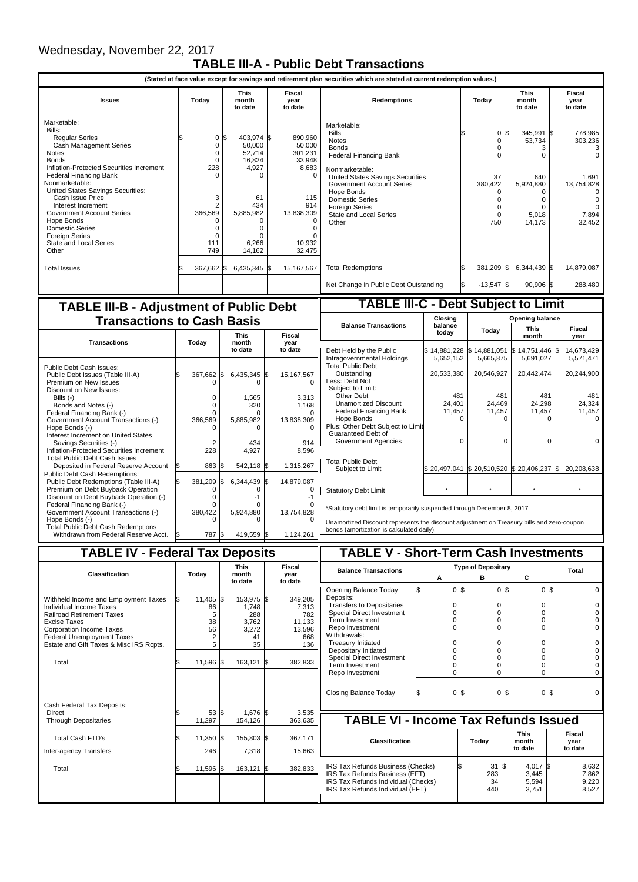Wednesday, November 22, 2017

# TABLE III-A - Public Debt Transactions

(Stated at face value except for savings and retirement plan securities which are stated at current redemption values.)

| Issues | Today | This month to date | Fiscal year to date |
|---|---|---|---|
| Marketable: | | | |
| Bills: | | | |
| Regular Series | $ 0 | $ 403,974 | $ 890,960 |
| Cash Management Series | 0 | 50,000 | 50,000 |
| Notes | 0 | 52,714 | 301,231 |
| Bonds | 0 | 16,824 | 33,948 |
| Inflation-Protected Securities Increment | 228 | 4,927 | 8,683 |
| Federal Financing Bank | 0 | 0 | 0 |
| Nonmarketable: | | | |
| United States Savings Securities: | | | |
| Cash Issue Price | 3 | 61 | 115 |
| Interest Increment | 2 | 434 | 914 |
| Government Account Series | 366,569 | 5,885,982 | 13,838,309 |
| Hope Bonds | 0 | 0 | 0 |
| Domestic Series | 0 | 0 | 0 |
| Foreign Series | 0 | 0 | 0 |
| State and Local Series | 111 | 6,266 | 10,932 |
| Other | 749 | 14,162 | 32,475 |
| Total Issues | $ 367,662 | $ 6,435,345 | $ 15,167,567 |

| Redemptions | Today | This month to date | Fiscal year to date |
|---|---|---|---|
| Marketable: | | | |
| Bills | $ 0 | $ 345,991 | $ 778,985 |
| Notes | 0 | 53,734 | 303,236 |
| Bonds | 0 | 3 | 3 |
| Federal Financing Bank | 0 | 0 | 0 |
| Nonmarketable: | | | |
| United States Savings Securities | 37 | 640 | 1,691 |
| Government Account Series | 380,422 | 5,924,880 | 13,754,828 |
| Hope Bonds | 0 | 0 | 0 |
| Domestic Series | 0 | 0 | 0 |
| Foreign Series | 0 | 0 | 0 |
| State and Local Series | 0 | 5,018 | 7,894 |
| Other | 750 | 14,173 | 32,452 |
| Total Redemptions | $ 381,209 | $ 6,344,439 | $ 14,879,087 |
| Net Change in Public Debt Outstanding | $ -13,547 | $ 90,906 | $ 288,480 |

# TABLE III-B - Adjustment of Public Debt Transactions to Cash Basis

| Transactions | Today | This month to date | Fiscal year to date |
|---|---|---|---|
| Public Debt Cash Issues: | | | |
| Public Debt Issues (Table III-A) | $ 367,662 | $ 6,435,345 | $ 15,167,567 |
| Premium on New Issues | 0 | 0 | 0 |
| Discount on New Issues: | | | |
| Bills (-) | 0 | 1,565 | 3,313 |
| Bonds and Notes (-) | 0 | 320 | 1,168 |
| Federal Financing Bank (-) | 0 | 0 | 0 |
| Government Account Transactions (-) | 366,569 | 5,885,982 | 13,838,309 |
| Hope Bonds (-) | 0 | 0 | 0 |
| Interest Increment on United States Savings Securities (-) | 2 | 434 | 914 |
| Inflation-Protected Securities Increment | 228 | 4,927 | 8,596 |
| Total Public Debt Cash Issues Deposited in Federal Reserve Account | $ 863 | $ 542,118 | $ 1,315,267 |
| Public Debt Cash Redemptions: | | | |
| Public Debt Redemptions (Table III-A) | $ 381,209 | $ 6,344,439 | $ 14,879,087 |
| Premium on Debt Buyback Operation | 0 | 0 | 0 |
| Discount on Debt Buyback Operation (-) | 0 | -1 | -1 |
| Federal Financing Bank (-) | 0 | 0 | 0 |
| Government Account Transactions (-) | 380,422 | 5,924,880 | 13,754,828 |
| Hope Bonds (-) | 0 | 0 | 0 |
| Total Public Debt Cash Redemptions Withdrawn from Federal Reserve Acct. | $ 787 | $ 419,559 | $ 1,124,261 |

# TABLE III-C - Debt Subject to Limit

| Balance Transactions | Closing balance today | Opening balance Today | Opening balance This month | Opening balance Fiscal year |
|---|---|---|---|---|
| Debt Held by the Public | $ 14,881,228 | $ 14,881,051 | $ 14,751,446 | $ 14,673,429 |
| Intragovernmental Holdings | 5,652,152 | 5,665,875 | 5,691,027 | 5,571,471 |
| Total Public Debt Outstanding | 20,533,380 | 20,546,927 | 20,442,474 | 20,244,900 |
| Less: Debt Not Subject to Limit: | | | | |
| Other Debt | 481 | 481 | 481 | 481 |
| Unamortized Discount | 24,401 | 24,469 | 24,298 | 24,324 |
| Federal Financing Bank | 11,457 | 11,457 | 11,457 | 11,457 |
| Hope Bonds | 0 | 0 | 0 | 0 |
| Plus: Other Debt Subject to Limit | | | | |
| Guaranteed Debt of Government Agencies | 0 | 0 | 0 | 0 |
| Total Public Debt Subject to Limit | $ 20,497,041 | $ 20,510,520 | $ 20,406,237 | $ 20,208,638 |
| Statutory Debt Limit | * | * | * | * |

*Statutory debt limit is temporarily suspended through December 8, 2017

Unamortized Discount represents the discount adjustment on Treasury bills and zero-coupon bonds (amortization is calculated daily).

# TABLE IV - Federal Tax Deposits

| Classification | Today | This month to date | Fiscal year to date |
|---|---|---|---|
| Withheld Income and Employment Taxes | $ 11,405 | $ 153,975 | $ 349,205 |
| Individual Income Taxes | 86 | 1,748 | 7,313 |
| Railroad Retirement Taxes | 5 | 288 | 782 |
| Excise Taxes | 38 | 3,762 | 11,133 |
| Corporation Income Taxes | 56 | 3,272 | 13,596 |
| Federal Unemployment Taxes | 2 | 41 | 668 |
| Estate and Gift Taxes & Misc IRS Rcpts. | 5 | 35 | 136 |
| Total | $ 11,596 | $ 163,121 | $ 382,833 |
| Cash Federal Tax Deposits: | | | |
| Direct | $ 53 | $ 1,676 | $ 3,535 |
| Through Depositaries | 11,297 | 154,126 | 363,635 |
| Total Cash FTD's | $ 11,350 | $ 155,803 | $ 367,171 |
| Inter-agency Transfers | 246 | 7,318 | 15,663 |
| Total | $ 11,596 | $ 163,121 | $ 382,833 |

# TABLE V - Short-Term Cash Investments

| Balance Transactions | Type of Depositary A | Type of Depositary B | Type of Depositary C | Total |
|---|---|---|---|---|
| Opening Balance Today | $ 0 | $ 0 | $ 0 | $ 0 |
| Deposits: | | | | |
| Transfers to Depositaries | 0 | 0 | 0 | 0 |
| Special Direct Investment | 0 | 0 | 0 | 0 |
| Term Investment | 0 | 0 | 0 | 0 |
| Repo Investment | 0 | 0 | 0 | 0 |
| Withdrawals: | | | | |
| Treasury Initiated | 0 | 0 | 0 | 0 |
| Depositary Initiated | 0 | 0 | 0 | 0 |
| Special Direct Investment | 0 | 0 | 0 | 0 |
| Term Investment | 0 | 0 | 0 | 0 |
| Repo Investment | 0 | 0 | 0 | 0 |
| Closing Balance Today | $ 0 | $ 0 | $ 0 | $ 0 |

# TABLE VI - Income Tax Refunds Issued

| Classification | Today | This month to date | Fiscal year to date |
|---|---|---|---|
| IRS Tax Refunds Business (Checks) | $ 31 | $ 4,017 | $ 8,632 |
| IRS Tax Refunds Business (EFT) | 283 | 3,445 | 7,862 |
| IRS Tax Refunds Individual (Checks) | 34 | 5,594 | 9,220 |
| IRS Tax Refunds Individual (EFT) | 440 | 3,751 | 8,527 |